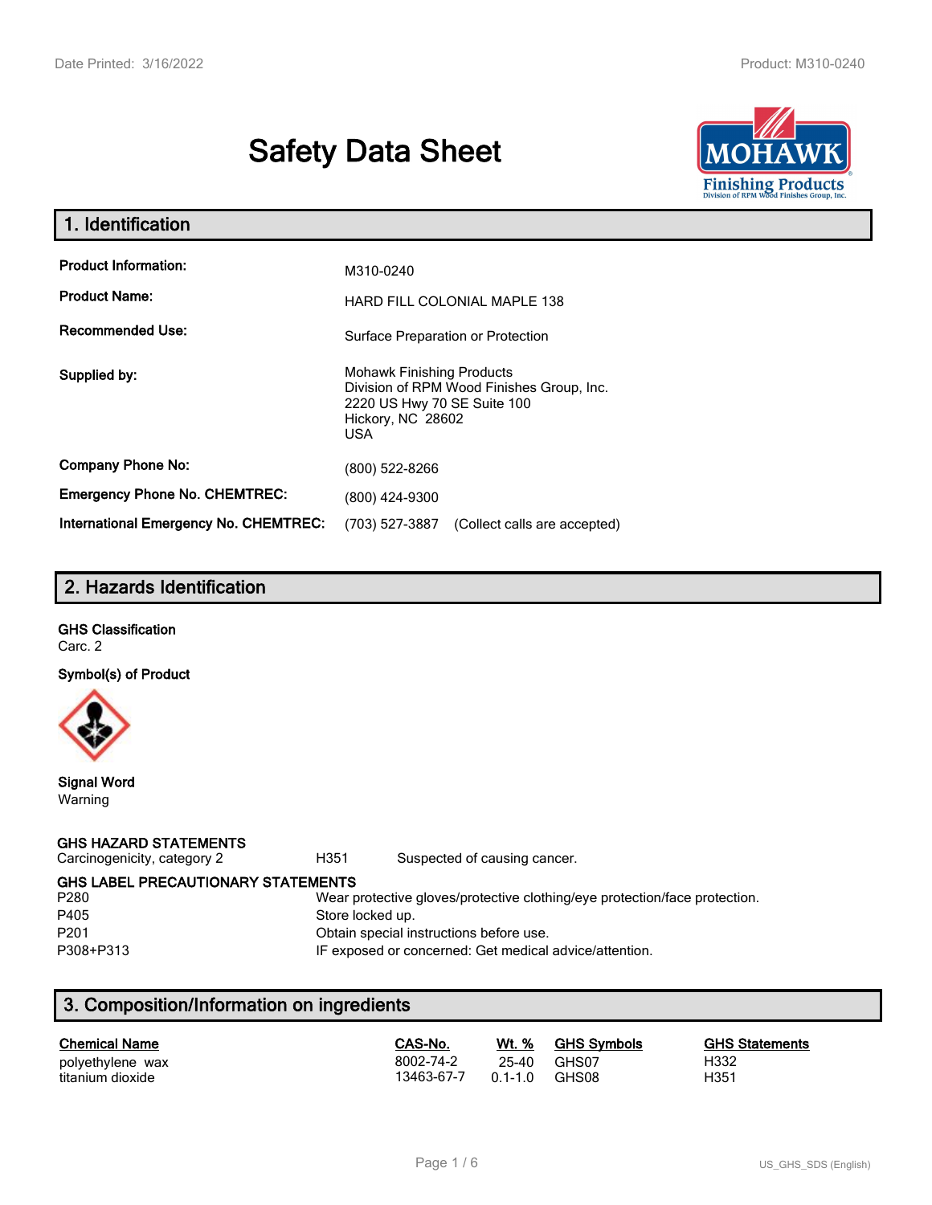# Safety Data Sheet

## 1. Identification

| | |
|---|---|
| **Product Information:** | M310-0240 |
| **Product Name:** | HARD FILL COLONIAL MAPLE 138 |
| **Recommended Use:** | Surface Preparation or Protection |
| **Supplied by:** | Mohawk Finishing Products<br>Division of RPM Wood Finishes Group, Inc.<br>2220 US Hwy 70 SE Suite 100<br>Hickory, NC 28602<br>USA |
| **Company Phone No:** | (800) 522-8266 |
| **Emergency Phone No. CHEMTREC:** | (800) 424-9300 |
| **International Emergency No. CHEMTREC:** | (703) 527-3887 (Collect calls are accepted) |

## 2. Hazards Identification

**GHS Classification**

Carc. 2

**Symbol(s) of Product**

**Signal Word**

Warning

**GHS HAZARD STATEMENTS**

| | | |
|---|---|---|
| Carcinogenicity, category 2 | H351 | Suspected of causing cancer. |

**GHS LABEL PRECAUTIONARY STATEMENTS**

| | |
|---|---|
| P280 | Wear protective gloves/protective clothing/eye protection/face protection. |
| P405 | Store locked up. |
| P201 | Obtain special instructions before use. |
| P308+P313 | IF exposed or concerned: Get medical advice/attention. |

## 3. Composition/Information on ingredients

| Chemical Name | CAS-No. | Wt. % | GHS Symbols | GHS Statements |
|---|---|---|---|---|
| polyethylene wax | 8002-74-2 | 25-40 | GHS07 | H332 |
| titanium dioxide | 13463-67-7 | 0.1-1.0 | GHS08 | H351 |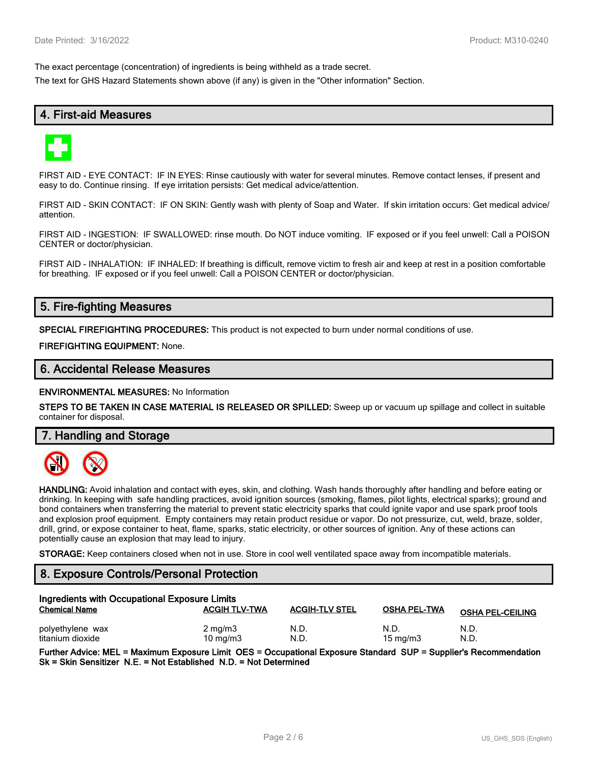The exact percentage (concentration) of ingredients is being withheld as a trade secret.

The text for GHS Hazard Statements shown above (if any) is given in the "Other information" Section.

## 4. First-aid Measures

FIRST AID - EYE CONTACT: IF IN EYES: Rinse cautiously with water for several minutes. Remove contact lenses, if present and easy to do. Continue rinsing. If eye irritation persists: Get medical advice/attention.

FIRST AID - SKIN CONTACT: IF ON SKIN: Gently wash with plenty of Soap and Water. If skin irritation occurs: Get medical advice/ attention.

FIRST AID - INGESTION: IF SWALLOWED: rinse mouth. Do NOT induce vomiting. IF exposed or if you feel unwell: Call a POISON CENTER or doctor/physician.

FIRST AID - INHALATION: IF INHALED: If breathing is difficult, remove victim to fresh air and keep at rest in a position comfortable for breathing. IF exposed or if you feel unwell: Call a POISON CENTER or doctor/physician.

## 5. Fire-fighting Measures

**SPECIAL FIREFIGHTING PROCEDURES:** This product is not expected to burn under normal conditions of use.

**FIREFIGHTING EQUIPMENT:** None.

## 6. Accidental Release Measures

**ENVIRONMENTAL MEASURES:** No Information

**STEPS TO BE TAKEN IN CASE MATERIAL IS RELEASED OR SPILLED:** Sweep up or vacuum up spillage and collect in suitable container for disposal.

## 7. Handling and Storage

**HANDLING:** Avoid inhalation and contact with eyes, skin, and clothing. Wash hands thoroughly after handling and before eating or drinking. In keeping with safe handling practices, avoid ignition sources (smoking, flames, pilot lights, electrical sparks); ground and bond containers when transferring the material to prevent static electricity sparks that could ignite vapor and use spark proof tools and explosion proof equipment. Empty containers may retain product residue or vapor. Do not pressurize, cut, weld, braze, solder, drill, grind, or expose container to heat, flame, sparks, static electricity, or other sources of ignition. Any of these actions can potentially cause an explosion that may lead to injury.

**STORAGE:** Keep containers closed when not in use. Store in cool well ventilated space away from incompatible materials.

## 8. Exposure Controls/Personal Protection

**Ingredients with Occupational Exposure Limits**

| Chemical Name | ACGIH TLV-TWA | ACGIH-TLV STEL | OSHA PEL-TWA | OSHA PEL-CEILING |
|---|---|---|---|---|
| polyethylene wax | 2 mg/m3 | N.D. | N.D. | N.D. |
| titanium dioxide | 10 mg/m3 | N.D. | 15 mg/m3 | N.D. |

**Further Advice: MEL = Maximum Exposure Limit OES = Occupational Exposure Standard SUP = Supplier's Recommendation Sk = Skin Sensitizer N.E. = Not Established N.D. = Not Determined**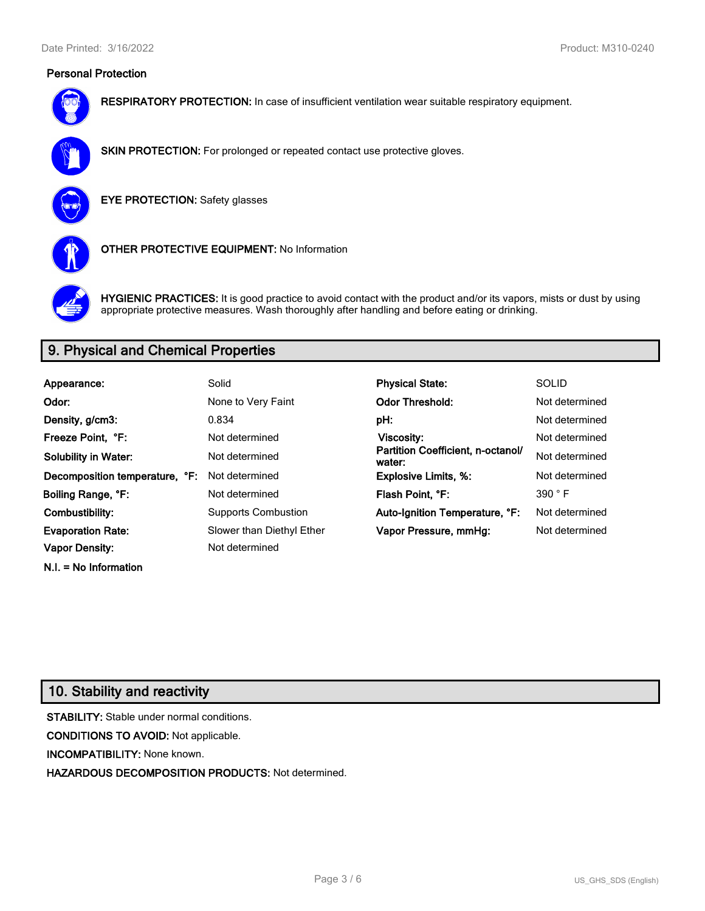### Personal Protection

**RESPIRATORY PROTECTION:** In case of insufficient ventilation wear suitable respiratory equipment.

**SKIN PROTECTION:** For prolonged or repeated contact use protective gloves.

**EYE PROTECTION:** Safety glasses

**OTHER PROTECTIVE EQUIPMENT:** No Information

**HYGIENIC PRACTICES:** It is good practice to avoid contact with the product and/or its vapors, mists or dust by using appropriate protective measures. Wash thoroughly after handling and before eating or drinking.

## 9. Physical and Chemical Properties

| | | | |
|---|---|---|---|
| **Appearance:** | Solid | **Physical State:** | SOLID |
| **Odor:** | None to Very Faint | **Odor Threshold:** | Not determined |
| **Density, g/cm3:** | 0.834 | **pH:** | Not determined |
| **Freeze Point, °F:** | Not determined | **Viscosity:** | Not determined |
| **Solubility in Water:** | Not determined | **Partition Coefficient, n-octanol/ water:** | Not determined |
| **Decomposition temperature, °F:** | Not determined | **Explosive Limits, %:** | Not determined |
| **Boiling Range, °F:** | Not determined | **Flash Point, °F:** | 390 ° F |
| **Combustibility:** | Supports Combustion | **Auto-Ignition Temperature, °F:** | Not determined |
| **Evaporation Rate:** | Slower than Diethyl Ether | **Vapor Pressure, mmHg:** | Not determined |
| **Vapor Density:** | Not determined | | |

**N.I. = No Information**

## 10. Stability and reactivity

**STABILITY:** Stable under normal conditions.

**CONDITIONS TO AVOID:** Not applicable.

**INCOMPATIBILITY:** None known.

**HAZARDOUS DECOMPOSITION PRODUCTS:** Not determined.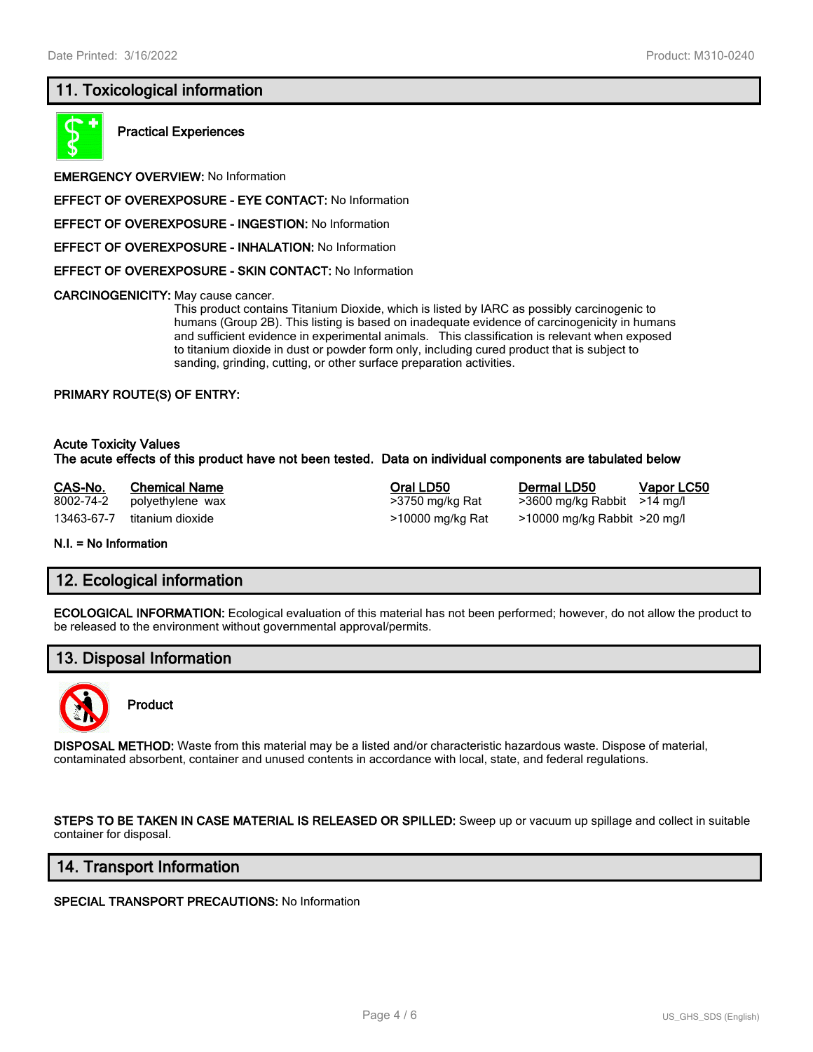## 11. Toxicological information

**Practical Experiences**

**EMERGENCY OVERVIEW:** No Information

**EFFECT OF OVEREXPOSURE - EYE CONTACT:** No Information

**EFFECT OF OVEREXPOSURE - INGESTION:** No Information

**EFFECT OF OVEREXPOSURE - INHALATION:** No Information

**EFFECT OF OVEREXPOSURE - SKIN CONTACT:** No Information

**CARCINOGENICITY:** May cause cancer.
This product contains Titanium Dioxide, which is listed by IARC as possibly carcinogenic to humans (Group 2B). This listing is based on inadequate evidence of carcinogenicity in humans and sufficient evidence in experimental animals. This classification is relevant when exposed to titanium dioxide in dust or powder form only, including cured product that is subject to sanding, grinding, cutting, or other surface preparation activities.

**PRIMARY ROUTE(S) OF ENTRY:**

**Acute Toxicity Values**
**The acute effects of this product have not been tested. Data on individual components are tabulated below**

| CAS-No. | Chemical Name | Oral LD50 | Dermal LD50 | Vapor LC50 |
|---|---|---|---|---|
| 8002-74-2 | polyethylene wax | >3750 mg/kg Rat | >3600 mg/kg Rabbit | >14 mg/l |
| 13463-67-7 | titanium dioxide | >10000 mg/kg Rat | >10000 mg/kg Rabbit | >20 mg/l |

**N.I. = No Information**

## 12. Ecological information

**ECOLOGICAL INFORMATION:** Ecological evaluation of this material has not been performed; however, do not allow the product to be released to the environment without governmental approval/permits.

## 13. Disposal Information

**Product**

**DISPOSAL METHOD:** Waste from this material may be a listed and/or characteristic hazardous waste. Dispose of material, contaminated absorbent, container and unused contents in accordance with local, state, and federal regulations.

**STEPS TO BE TAKEN IN CASE MATERIAL IS RELEASED OR SPILLED:** Sweep up or vacuum up spillage and collect in suitable container for disposal.

## 14. Transport Information

**SPECIAL TRANSPORT PRECAUTIONS:** No Information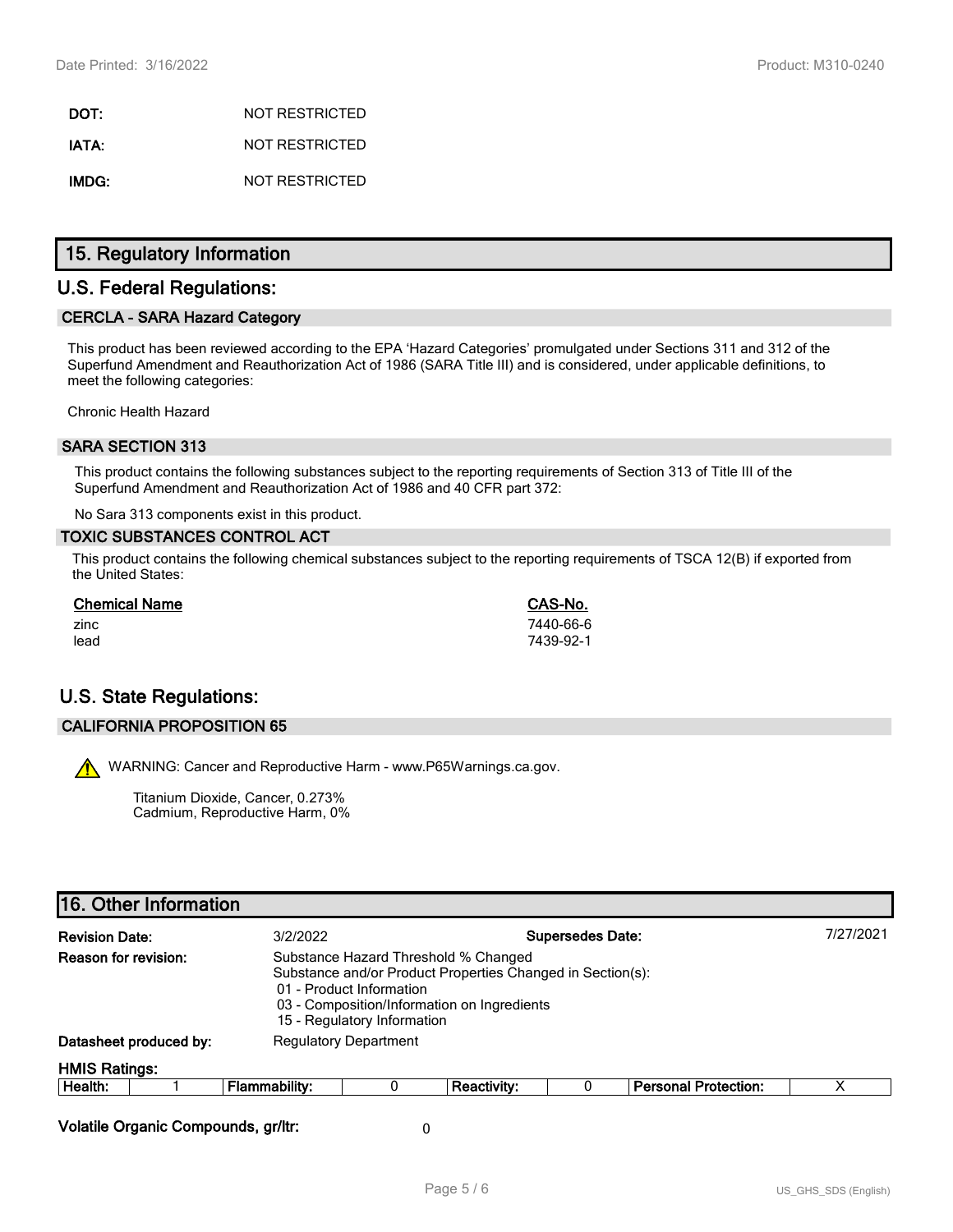**DOT:** NOT RESTRICTED

**IATA:** NOT RESTRICTED

**IMDG:** NOT RESTRICTED

## 15. Regulatory Information

## U.S. Federal Regulations:

### CERCLA - SARA Hazard Category

This product has been reviewed according to the EPA 'Hazard Categories' promulgated under Sections 311 and 312 of the Superfund Amendment and Reauthorization Act of 1986 (SARA Title III) and is considered, under applicable definitions, to meet the following categories:

Chronic Health Hazard

### SARA SECTION 313

This product contains the following substances subject to the reporting requirements of Section 313 of Title III of the Superfund Amendment and Reauthorization Act of 1986 and 40 CFR part 372:

No Sara 313 components exist in this product.

### TOXIC SUBSTANCES CONTROL ACT

This product contains the following chemical substances subject to the reporting requirements of TSCA 12(B) if exported from the United States:

| Chemical Name | CAS-No. |
|---|---|
| zinc | 7440-66-6 |
| lead | 7439-92-1 |

## U.S. State Regulations:

### CALIFORNIA PROPOSITION 65

⚠ WARNING: Cancer and Reproductive Harm - www.P65Warnings.ca.gov.

Titanium Dioxide, Cancer, 0.273%
Cadmium, Reproductive Harm, 0%

## 16. Other Information

**Revision Date:** 3/2/2022 **Supersedes Date:** 7/27/2021

**Reason for revision:** Substance Hazard Threshold % Changed
Substance and/or Product Properties Changed in Section(s):
01 - Product Information
03 - Composition/Information on Ingredients
15 - Regulatory Information

**Datasheet produced by:** Regulatory Department

**HMIS Ratings:**

| Health: | 1 | Flammability: | 0 | Reactivity: | 0 | Personal Protection: | X |
|---|---|---|---|---|---|---|---|

**Volatile Organic Compounds, gr/ltr:** 0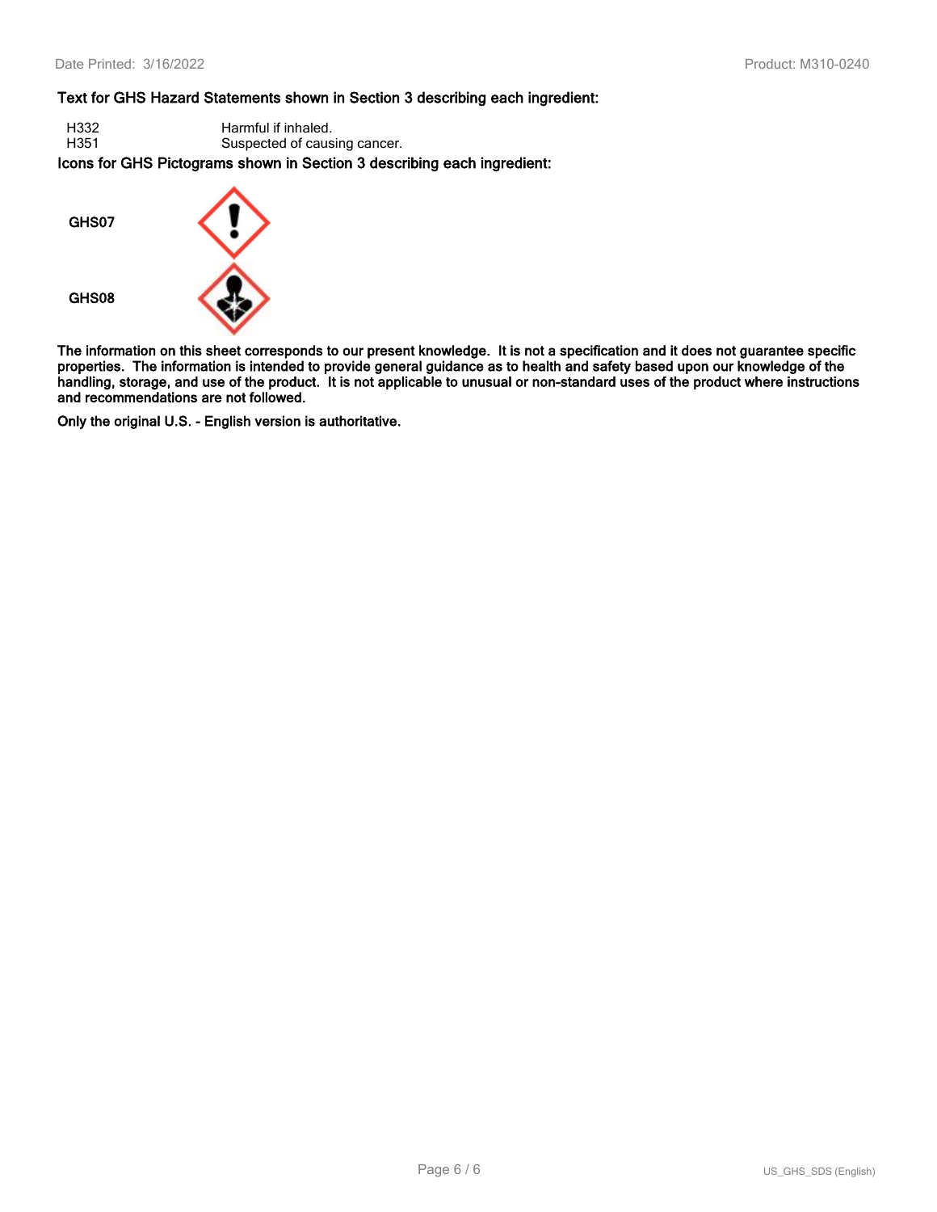**Text for GHS Hazard Statements shown in Section 3 describing each ingredient:**

| | |
|---|---|
| H332 | Harmful if inhaled. |
| H351 | Suspected of causing cancer. |

**Icons for GHS Pictograms shown in Section 3 describing each ingredient:**

**GHS07**

**GHS08**

**The information on this sheet corresponds to our present knowledge. It is not a specification and it does not guarantee specific properties. The information is intended to provide general guidance as to health and safety based upon our knowledge of the handling, storage, and use of the product. It is not applicable to unusual or non-standard uses of the product where instructions and recommendations are not followed.**

**Only the original U.S. - English version is authoritative.**